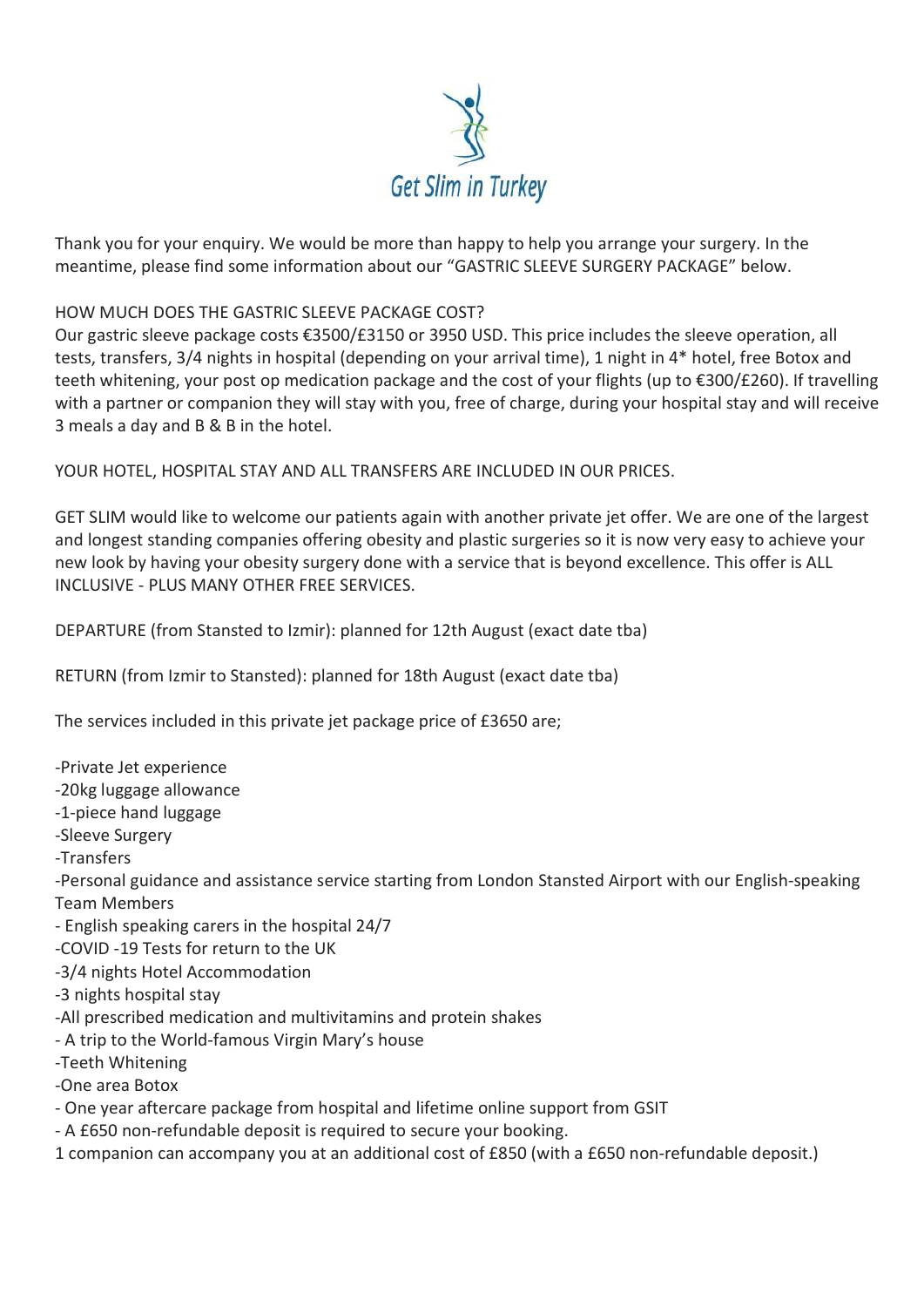Get Slim in Turkey

Thank you for your enquiry. We would be more than happy to help you arrange your surgery. In the meantime, please find some information about our "GASTRIC SLEEVE SURGERY PACKAGE" below.

HOW MUCH DOES THE GASTRIC SLEEVE PACKAGE COST?

Our gastric sleeve package costs €3500/£3150 or 3950 USD. This price includes the sleeve operation, all tests, transfers, 3/4 nights in hospital (depending on your arrival time), 1 night in 4* hotel, free Botox and teeth whitening, your post op medication package and the cost of your flights (up to €300/£260). If travelling with a partner or companion they will stay with you, free of charge, during your hospital stay and will receive 3 meals a day and B & B in the hotel.

YOUR HOTEL, HOSPITAL STAY AND ALL TRANSFERS ARE INCLUDED IN OUR PRICES.

GET SLIM would like to welcome our patients again with another private jet offer. We are one of the largest and longest standing companies offering obesity and plastic surgeries so it is now very easy to achieve your new look by having your obesity surgery done with a service that is beyond excellence. This offer is ALL INCLUSIVE - PLUS MANY OTHER FREE SERVICES.

DEPARTURE (from Stansted to Izmir): planned for 12th August (exact date tba)

RETURN (from Izmir to Stansted): planned for 18th August (exact date tba)

The services included in this private jet package price of £3650 are;

- Private Jet experience
- 20kg luggage allowance
- 1-piece hand luggage
- Sleeve Surgery
- Transfers
- Personal guidance and assistance service starting from London Stansted Airport with our English-speaking Team Members
- English speaking carers in the hospital 24/7
- COVID -19 Tests for return to the UK
- 3/4 nights Hotel Accommodation
- 3 nights hospital stay
- All prescribed medication and multivitamins and protein shakes
- A trip to the World-famous Virgin Mary's house
- Teeth Whitening
- One area Botox
- One year aftercare package from hospital and lifetime online support from GSIT
- A £650 non-refundable deposit is required to secure your booking.

1 companion can accompany you at an additional cost of £850 (with a £650 non-refundable deposit.)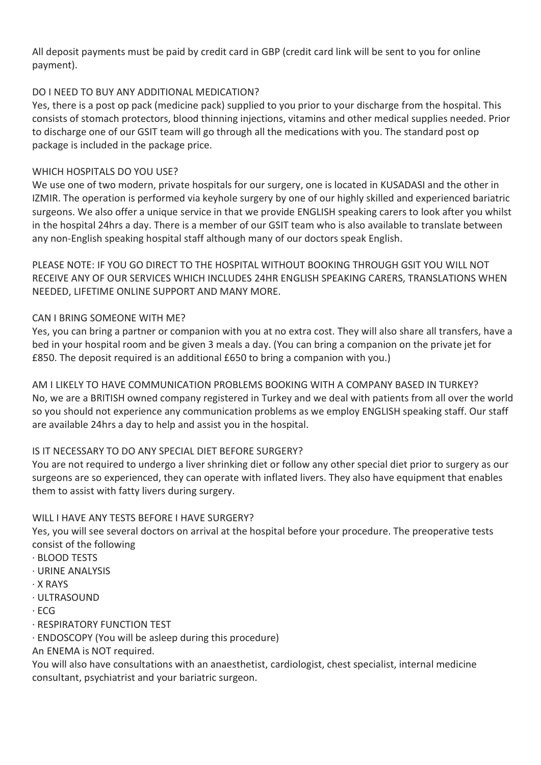All deposit payments must be paid by credit card in GBP (credit card link will be sent to you for online payment).

## DO I NEED TO BUY ANY ADDITIONAL MEDICATION?

Yes, there is a post op pack (medicine pack) supplied to you prior to your discharge from the hospital. This consists of stomach protectors, blood thinning injections, vitamins and other medical supplies needed. Prior to discharge one of our GSIT team will go through all the medications with you. The standard post op package is included in the package price.

## WHICH HOSPITALS DO YOU USE?

We use one of two modern, private hospitals for our surgery, one is located in KUSADASI and the other in IZMIR. The operation is performed via keyhole surgery by one of our highly skilled and experienced bariatric surgeons. We also offer a unique service in that we provide ENGLISH speaking carers to look after you whilst in the hospital 24hrs a day. There is a member of our GSIT team who is also available to translate between any non-English speaking hospital staff although many of our doctors speak English.

PLEASE NOTE: IF YOU GO DIRECT TO THE HOSPITAL WITHOUT BOOKING THROUGH GSIT YOU WILL NOT RECEIVE ANY OF OUR SERVICES WHICH INCLUDES 24HR ENGLISH SPEAKING CARERS, TRANSLATIONS WHEN NEEDED, LIFETIME ONLINE SUPPORT AND MANY MORE.

## CAN I BRING SOMEONE WITH ME?

Yes, you can bring a partner or companion with you at no extra cost. They will also share all transfers, have a bed in your hospital room and be given 3 meals a day. (You can bring a companion on the private jet for £850. The deposit required is an additional £650 to bring a companion with you.)

## AM I LIKELY TO HAVE COMMUNICATION PROBLEMS BOOKING WITH A COMPANY BASED IN TURKEY?

No, we are a BRITISH owned company registered in Turkey and we deal with patients from all over the world so you should not experience any communication problems as we employ ENGLISH speaking staff. Our staff are available 24hrs a day to help and assist you in the hospital.

## IS IT NECESSARY TO DO ANY SPECIAL DIET BEFORE SURGERY?

You are not required to undergo a liver shrinking diet or follow any other special diet prior to surgery as our surgeons are so experienced, they can operate with inflated livers. They also have equipment that enables them to assist with fatty livers during surgery.

## WILL I HAVE ANY TESTS BEFORE I HAVE SURGERY?

Yes, you will see several doctors on arrival at the hospital before your procedure. The preoperative tests consist of the following

- BLOOD TESTS
- URINE ANALYSIS
- X RAYS
- ULTRASOUND
- ECG
- RESPIRATORY FUNCTION TEST
- ENDOSCOPY (You will be asleep during this procedure)

An ENEMA is NOT required.

You will also have consultations with an anaesthetist, cardiologist, chest specialist, internal medicine consultant, psychiatrist and your bariatric surgeon.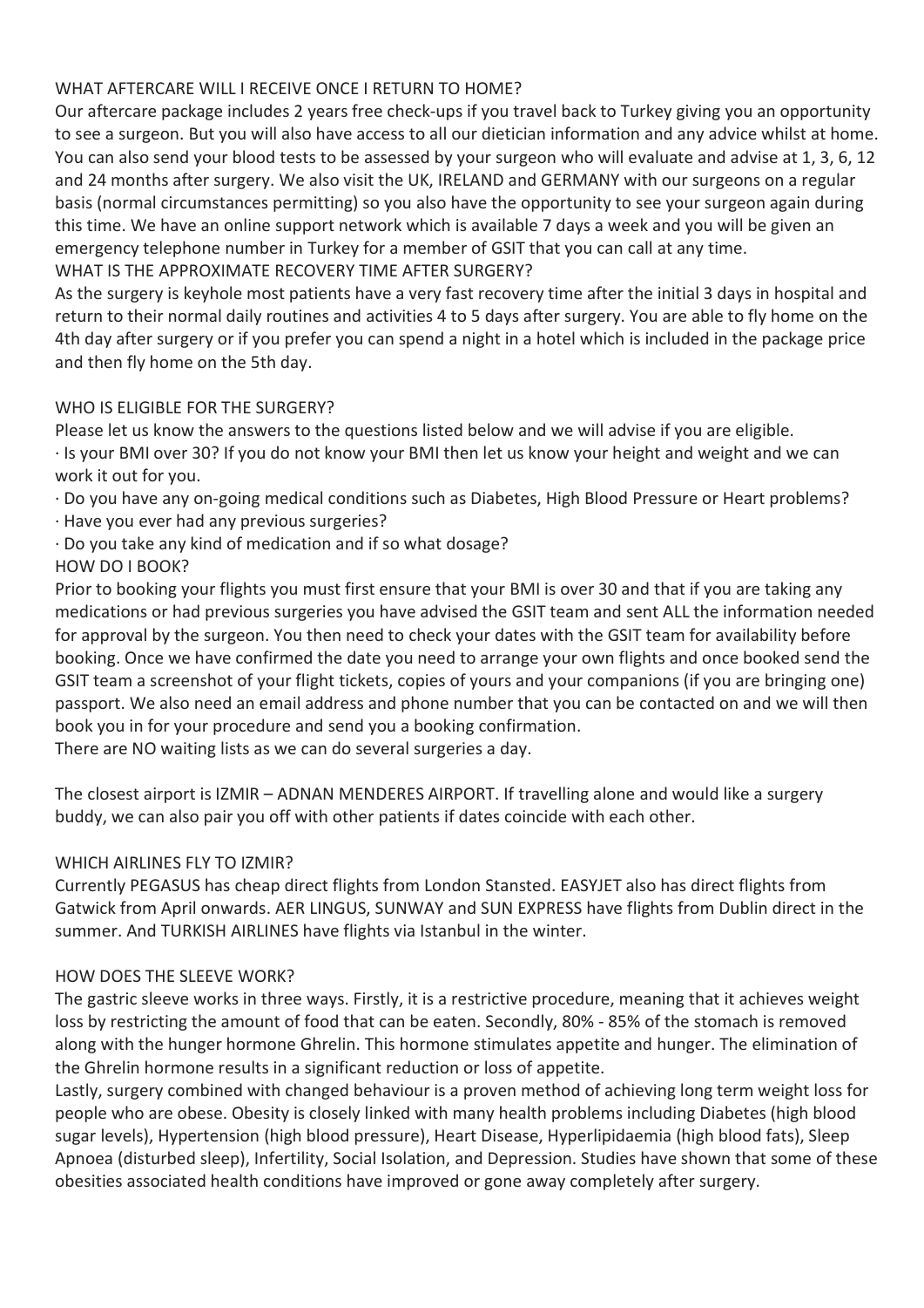## WHAT AFTERCARE WILL I RECEIVE ONCE I RETURN TO HOME?

Our aftercare package includes 2 years free check-ups if you travel back to Turkey giving you an opportunity to see a surgeon. But you will also have access to all our dietician information and any advice whilst at home. You can also send your blood tests to be assessed by your surgeon who will evaluate and advise at 1, 3, 6, 12 and 24 months after surgery. We also visit the UK, IRELAND and GERMANY with our surgeons on a regular basis (normal circumstances permitting) so you also have the opportunity to see your surgeon again during this time. We have an online support network which is available 7 days a week and you will be given an emergency telephone number in Turkey for a member of GSIT that you can call at any time.

## WHAT IS THE APPROXIMATE RECOVERY TIME AFTER SURGERY?

As the surgery is keyhole most patients have a very fast recovery time after the initial 3 days in hospital and return to their normal daily routines and activities 4 to 5 days after surgery. You are able to fly home on the 4th day after surgery or if you prefer you can spend a night in a hotel which is included in the package price and then fly home on the 5th day.

## WHO IS ELIGIBLE FOR THE SURGERY?

Please let us know the answers to the questions listed below and we will advise if you are eligible.

- Is your BMI over 30? If you do not know your BMI then let us know your height and weight and we can work it out for you.
- Do you have any on-going medical conditions such as Diabetes, High Blood Pressure or Heart problems?
- Have you ever had any previous surgeries?
- Do you take any kind of medication and if so what dosage?

## HOW DO I BOOK?

Prior to booking your flights you must first ensure that your BMI is over 30 and that if you are taking any medications or had previous surgeries you have advised the GSIT team and sent ALL the information needed for approval by the surgeon. You then need to check your dates with the GSIT team for availability before booking. Once we have confirmed the date you need to arrange your own flights and once booked send the GSIT team a screenshot of your flight tickets, copies of yours and your companions (if you are bringing one) passport. We also need an email address and phone number that you can be contacted on and we will then book you in for your procedure and send you a booking confirmation.

There are NO waiting lists as we can do several surgeries a day.

The closest airport is IZMIR – ADNAN MENDERES AIRPORT. If travelling alone and would like a surgery buddy, we can also pair you off with other patients if dates coincide with each other.

## WHICH AIRLINES FLY TO IZMIR?

Currently PEGASUS has cheap direct flights from London Stansted. EASYJET also has direct flights from Gatwick from April onwards. AER LINGUS, SUNWAY and SUN EXPRESS have flights from Dublin direct in the summer. And TURKISH AIRLINES have flights via Istanbul in the winter.

## HOW DOES THE SLEEVE WORK?

The gastric sleeve works in three ways. Firstly, it is a restrictive procedure, meaning that it achieves weight loss by restricting the amount of food that can be eaten. Secondly, 80% - 85% of the stomach is removed along with the hunger hormone Ghrelin. This hormone stimulates appetite and hunger. The elimination of the Ghrelin hormone results in a significant reduction or loss of appetite.

Lastly, surgery combined with changed behaviour is a proven method of achieving long term weight loss for people who are obese. Obesity is closely linked with many health problems including Diabetes (high blood sugar levels), Hypertension (high blood pressure), Heart Disease, Hyperlipidaemia (high blood fats), Sleep Apnoea (disturbed sleep), Infertility, Social Isolation, and Depression. Studies have shown that some of these obesities associated health conditions have improved or gone away completely after surgery.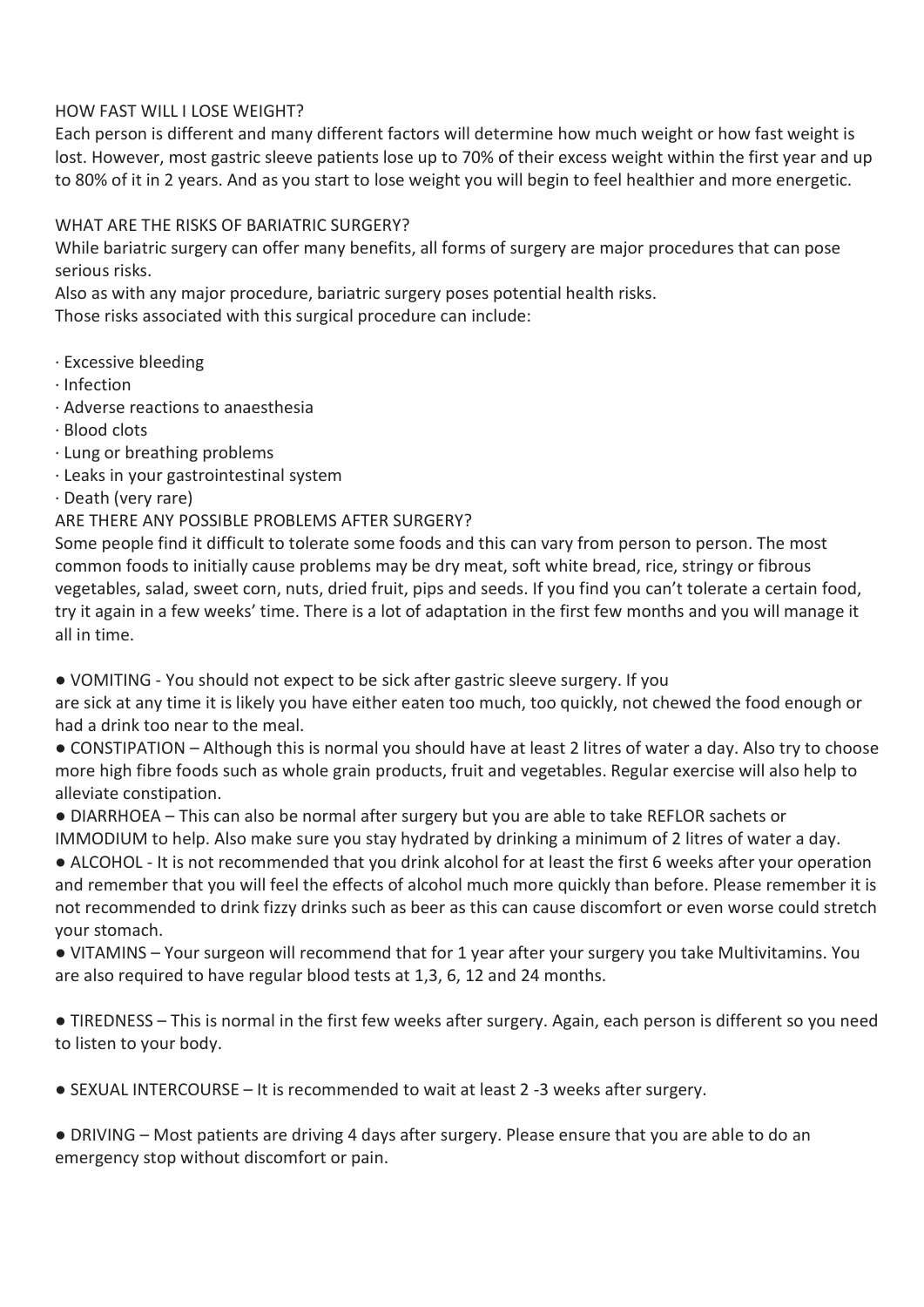## HOW FAST WILL I LOSE WEIGHT?

Each person is different and many different factors will determine how much weight or how fast weight is lost. However, most gastric sleeve patients lose up to 70% of their excess weight within the first year and up to 80% of it in 2 years. And as you start to lose weight you will begin to feel healthier and more energetic.

## WHAT ARE THE RISKS OF BARIATRIC SURGERY?

While bariatric surgery can offer many benefits, all forms of surgery are major procedures that can pose serious risks.

Also as with any major procedure, bariatric surgery poses potential health risks.

Those risks associated with this surgical procedure can include:

- Excessive bleeding
- Infection
- Adverse reactions to anaesthesia
- Blood clots
- Lung or breathing problems
- Leaks in your gastrointestinal system
- Death (very rare)

## ARE THERE ANY POSSIBLE PROBLEMS AFTER SURGERY?

Some people find it difficult to tolerate some foods and this can vary from person to person. The most common foods to initially cause problems may be dry meat, soft white bread, rice, stringy or fibrous vegetables, salad, sweet corn, nuts, dried fruit, pips and seeds. If you find you can't tolerate a certain food, try it again in a few weeks' time. There is a lot of adaptation in the first few months and you will manage it all in time.

- VOMITING - You should not expect to be sick after gastric sleeve surgery. If you are sick at any time it is likely you have either eaten too much, too quickly, not chewed the food enough or had a drink too near to the meal.
- CONSTIPATION – Although this is normal you should have at least 2 litres of water a day. Also try to choose more high fibre foods such as whole grain products, fruit and vegetables. Regular exercise will also help to alleviate constipation.
- DIARRHOEA – This can also be normal after surgery but you are able to take REFLOR sachets or IMMODIUM to help. Also make sure you stay hydrated by drinking a minimum of 2 litres of water a day.
- ALCOHOL - It is not recommended that you drink alcohol for at least the first 6 weeks after your operation and remember that you will feel the effects of alcohol much more quickly than before. Please remember it is not recommended to drink fizzy drinks such as beer as this can cause discomfort or even worse could stretch your stomach.
- VITAMINS – Your surgeon will recommend that for 1 year after your surgery you take Multivitamins. You are also required to have regular blood tests at 1,3, 6, 12 and 24 months.
- TIREDNESS – This is normal in the first few weeks after surgery. Again, each person is different so you need to listen to your body.
- SEXUAL INTERCOURSE – It is recommended to wait at least 2 -3 weeks after surgery.
- DRIVING – Most patients are driving 4 days after surgery. Please ensure that you are able to do an emergency stop without discomfort or pain.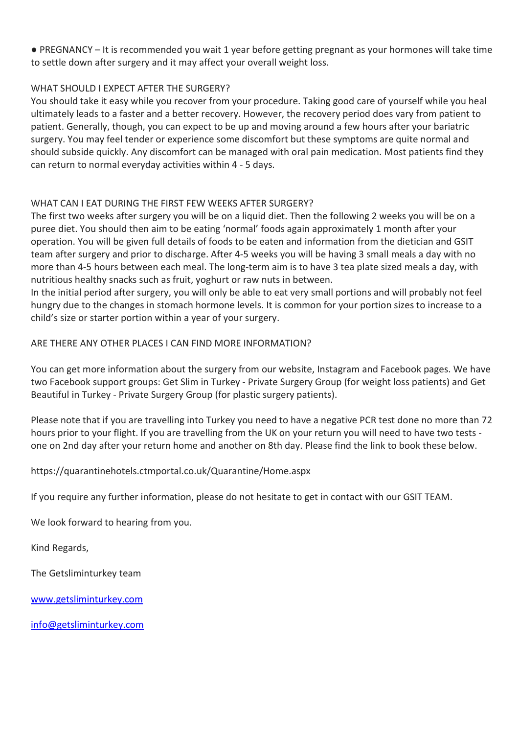- PREGNANCY – It is recommended you wait 1 year before getting pregnant as your hormones will take time to settle down after surgery and it may affect your overall weight loss.

## WHAT SHOULD I EXPECT AFTER THE SURGERY?

You should take it easy while you recover from your procedure. Taking good care of yourself while you heal ultimately leads to a faster and a better recovery. However, the recovery period does vary from patient to patient. Generally, though, you can expect to be up and moving around a few hours after your bariatric surgery. You may feel tender or experience some discomfort but these symptoms are quite normal and should subside quickly. Any discomfort can be managed with oral pain medication. Most patients find they can return to normal everyday activities within 4 - 5 days.

## WHAT CAN I EAT DURING THE FIRST FEW WEEKS AFTER SURGERY?

The first two weeks after surgery you will be on a liquid diet. Then the following 2 weeks you will be on a puree diet. You should then aim to be eating 'normal' foods again approximately 1 month after your operation. You will be given full details of foods to be eaten and information from the dietician and GSIT team after surgery and prior to discharge. After 4-5 weeks you will be having 3 small meals a day with no more than 4-5 hours between each meal. The long-term aim is to have 3 tea plate sized meals a day, with nutritious healthy snacks such as fruit, yoghurt or raw nuts in between.

In the initial period after surgery, you will only be able to eat very small portions and will probably not feel hungry due to the changes in stomach hormone levels. It is common for your portion sizes to increase to a child's size or starter portion within a year of your surgery.

## ARE THERE ANY OTHER PLACES I CAN FIND MORE INFORMATION?

You can get more information about the surgery from our website, Instagram and Facebook pages. We have two Facebook support groups: Get Slim in Turkey - Private Surgery Group (for weight loss patients) and Get Beautiful in Turkey - Private Surgery Group (for plastic surgery patients).

Please note that if you are travelling into Turkey you need to have a negative PCR test done no more than 72 hours prior to your flight. If you are travelling from the UK on your return you will need to have two tests - one on 2nd day after your return home and another on 8th day. Please find the link to book these below.

https://quarantinehotels.ctmportal.co.uk/Quarantine/Home.aspx

If you require any further information, please do not hesitate to get in contact with our GSIT TEAM.

We look forward to hearing from you.

Kind Regards,

The Getsliminturkey team

www.getsliminturkey.com

info@getsliminturkey.com